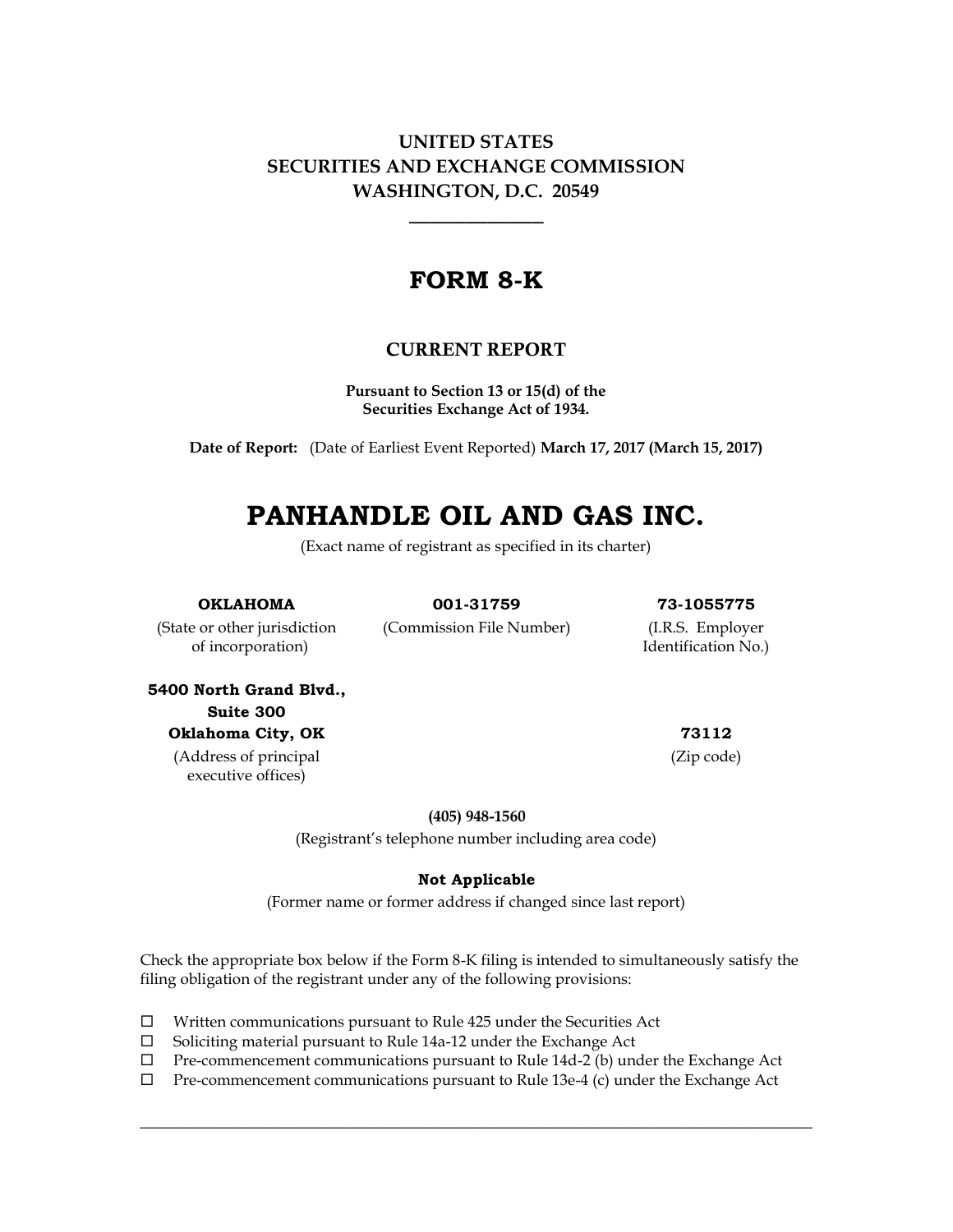**UNITED STATES**
**SECURITIES AND EXCHANGE COMMISSION**
**WASHINGTON, D.C. 20549**

---

# FORM 8-K

## CURRENT REPORT

**Pursuant to Section 13 or 15(d) of the Securities Exchange Act of 1934.**

**Date of Report:** (Date of Earliest Event Reported) **March 17, 2017 (March 15, 2017)**

# PANHANDLE OIL AND GAS INC.

(Exact name of registrant as specified in its charter)

| **OKLAHOMA** | **001-31759** | **73-1055775** |
|---|---|---|
| (State or other jurisdiction of incorporation) | (Commission File Number) | (I.R.S. Employer Identification No.) |

**5400 North Grand Blvd., Suite 300**
**Oklahoma City, OK**
(Address of principal executive offices)

**73112**
(Zip code)

**(405) 948-1560**
(Registrant's telephone number including area code)

**Not Applicable**
(Former name or former address if changed since last report)

Check the appropriate box below if the Form 8-K filing is intended to simultaneously satisfy the filing obligation of the registrant under any of the following provisions:

☐ Written communications pursuant to Rule 425 under the Securities Act
☐ Soliciting material pursuant to Rule 14a-12 under the Exchange Act
☐ Pre-commencement communications pursuant to Rule 14d-2 (b) under the Exchange Act
☐ Pre-commencement communications pursuant to Rule 13e-4 (c) under the Exchange Act

---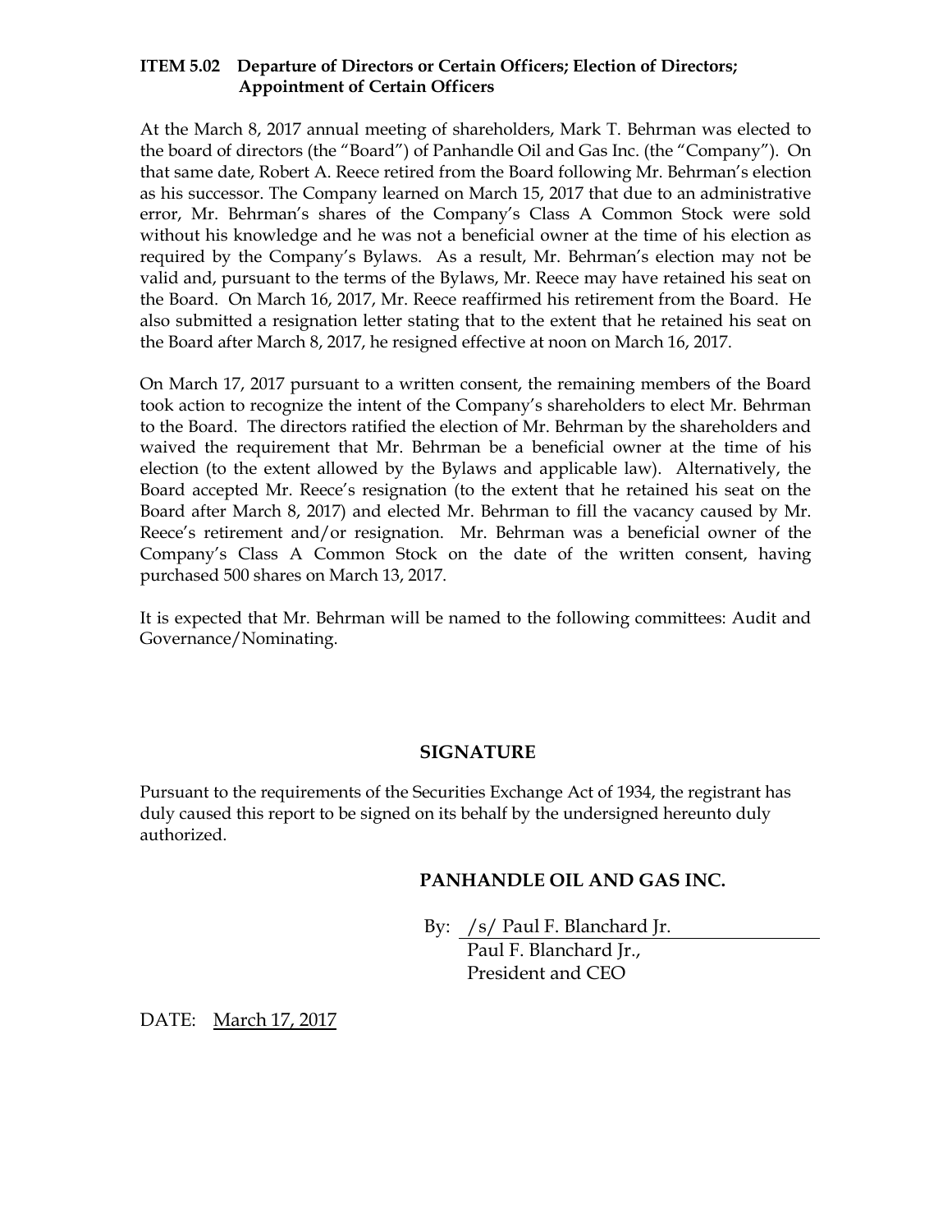**ITEM 5.02 Departure of Directors or Certain Officers; Election of Directors; Appointment of Certain Officers**

At the March 8, 2017 annual meeting of shareholders, Mark T. Behrman was elected to the board of directors (the "Board") of Panhandle Oil and Gas Inc. (the "Company"). On that same date, Robert A. Reece retired from the Board following Mr. Behrman's election as his successor. The Company learned on March 15, 2017 that due to an administrative error, Mr. Behrman's shares of the Company's Class A Common Stock were sold without his knowledge and he was not a beneficial owner at the time of his election as required by the Company's Bylaws. As a result, Mr. Behrman's election may not be valid and, pursuant to the terms of the Bylaws, Mr. Reece may have retained his seat on the Board. On March 16, 2017, Mr. Reece reaffirmed his retirement from the Board. He also submitted a resignation letter stating that to the extent that he retained his seat on the Board after March 8, 2017, he resigned effective at noon on March 16, 2017.

On March 17, 2017 pursuant to a written consent, the remaining members of the Board took action to recognize the intent of the Company's shareholders to elect Mr. Behrman to the Board. The directors ratified the election of Mr. Behrman by the shareholders and waived the requirement that Mr. Behrman be a beneficial owner at the time of his election (to the extent allowed by the Bylaws and applicable law). Alternatively, the Board accepted Mr. Reece's resignation (to the extent that he retained his seat on the Board after March 8, 2017) and elected Mr. Behrman to fill the vacancy caused by Mr. Reece's retirement and/or resignation. Mr. Behrman was a beneficial owner of the Company's Class A Common Stock on the date of the written consent, having purchased 500 shares on March 13, 2017.

It is expected that Mr. Behrman will be named to the following committees: Audit and Governance/Nominating.

**SIGNATURE**

Pursuant to the requirements of the Securities Exchange Act of 1934, the registrant has duly caused this report to be signed on its behalf by the undersigned hereunto duly authorized.

**PANHANDLE OIL AND GAS INC.**

By: /s/ Paul F. Blanchard Jr.
Paul F. Blanchard Jr.,
President and CEO

DATE: March 17, 2017